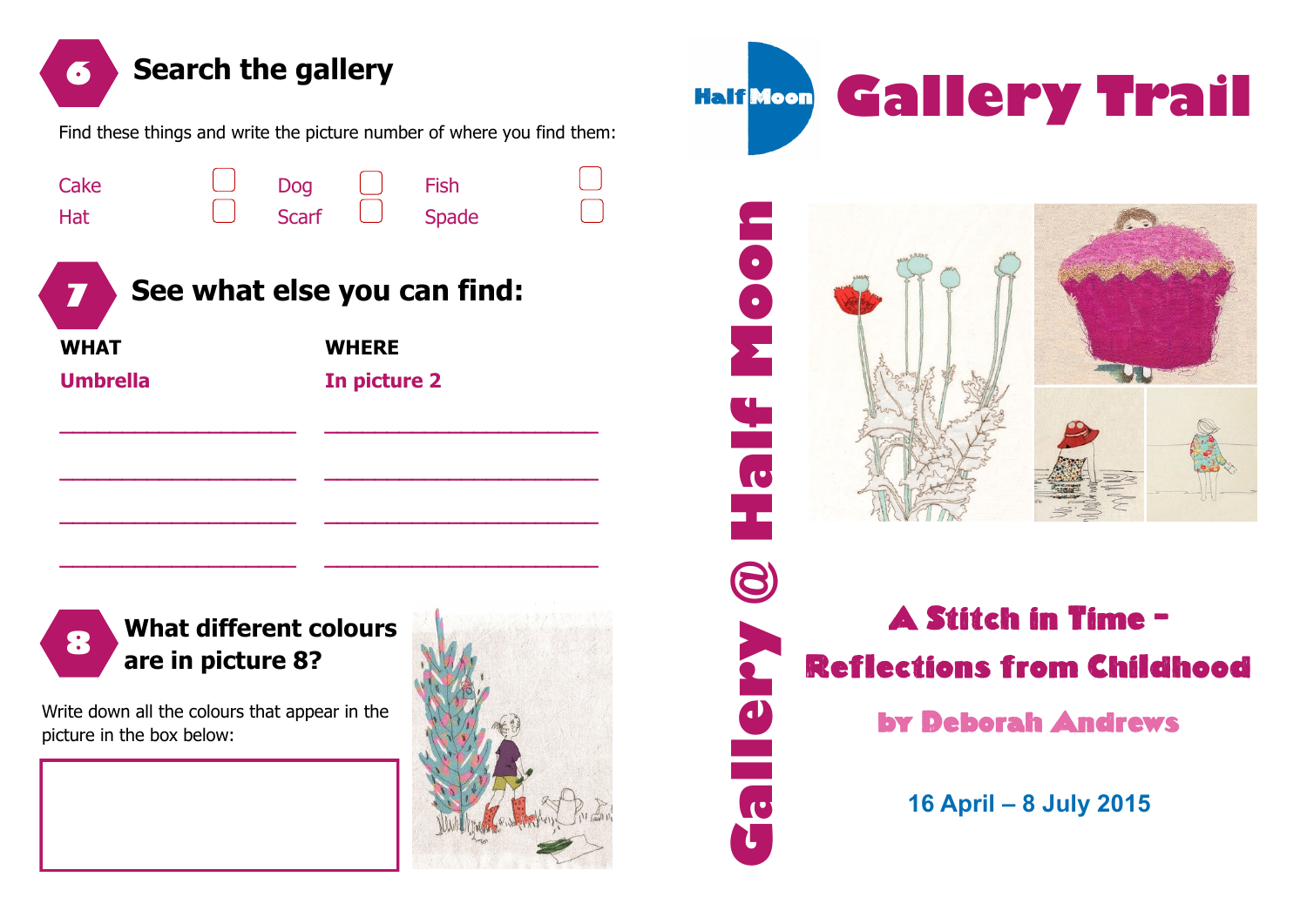## 6 Search the gallery

Find these things and write the picture number of where you find them:

| | | | | | |
|---|---|---|---|---|---|
| Cake | ☐ | Dog | ☐ | Fish | ☐ |
| Hat | ☐ | Scarf | ☐ | Spade | ☐ |

## 7 See what else you can find:

| WHAT | WHERE |
|---|---|
| Umbrella | In picture 2 |
| ____________________ | ________________________ |
| ____________________ | ________________________ |
| ____________________ | ________________________ |
| ____________________ | ________________________ |

## 8 What different colours are in picture 8?

Write down all the colours that appear in the picture in the box below:

# Half Moon Gallery Trail

Gallery @ Half Moon

## A Stitch in Time – Reflections from Childhood

### by Deborah Andrews

**16 April – 8 July 2015**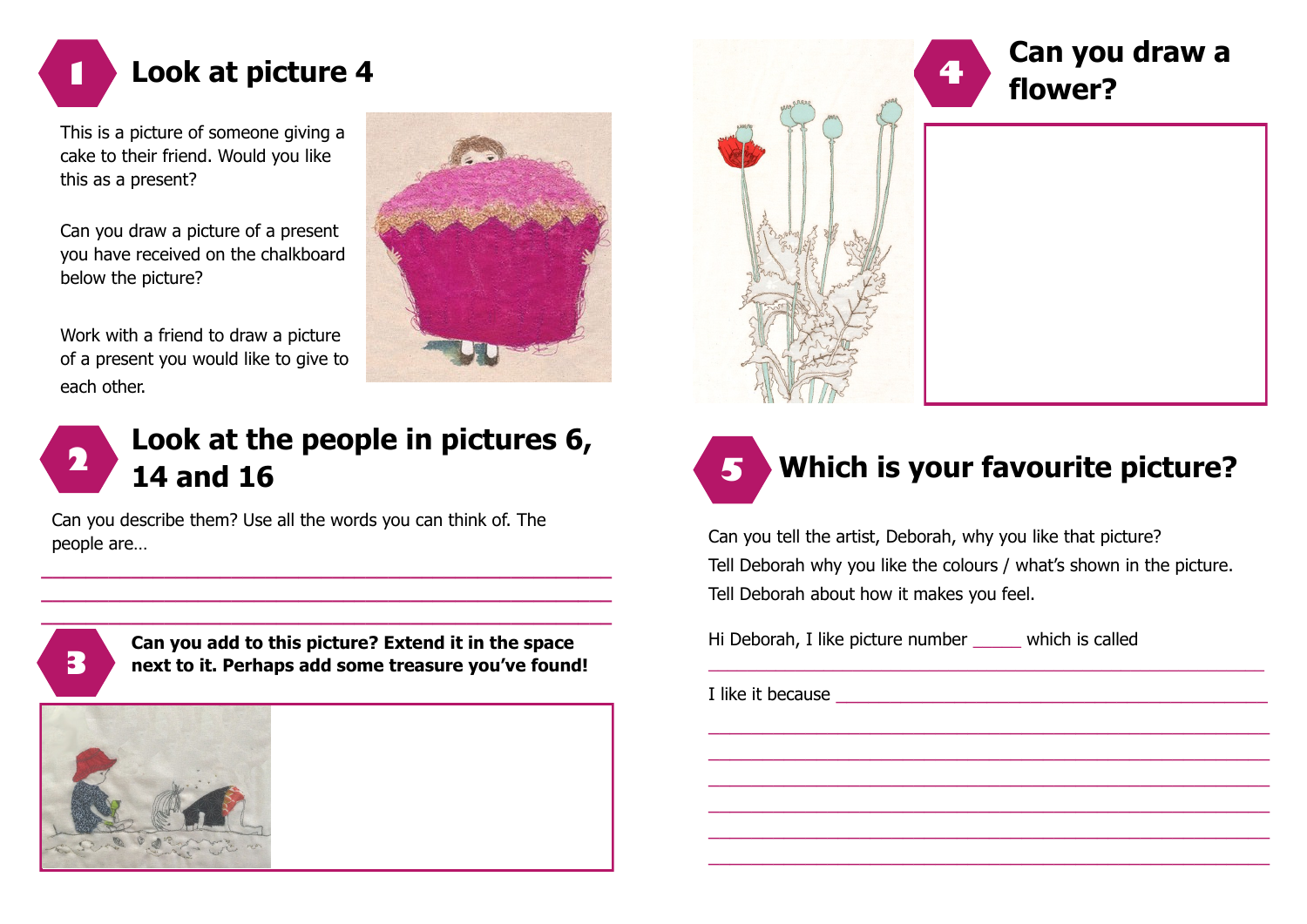## 1 Look at picture 4

This is a picture of someone giving a cake to their friend. Would you like this as a present?

Can you draw a picture of a present you have received on the chalkboard below the picture?

Work with a friend to draw a picture of a present you would like to give to each other.

## 2 Look at the people in pictures 6, 14 and 16

Can you describe them? Use all the words you can think of. The people are…

______________________________________________

______________________________________________

______________________________________________

## 3 Can you add to this picture? Extend it in the space next to it. Perhaps add some treasure you've found!

## 4 Can you draw a flower?

## 5 Which is your favourite picture?

Can you tell the artist, Deborah, why you like that picture?
Tell Deborah why you like the colours / what's shown in the picture.
Tell Deborah about how it makes you feel.

Hi Deborah, I like picture number _____ which is called

______________________________________________

I like it because ________________________________

______________________________________________

______________________________________________

______________________________________________

______________________________________________

______________________________________________

______________________________________________